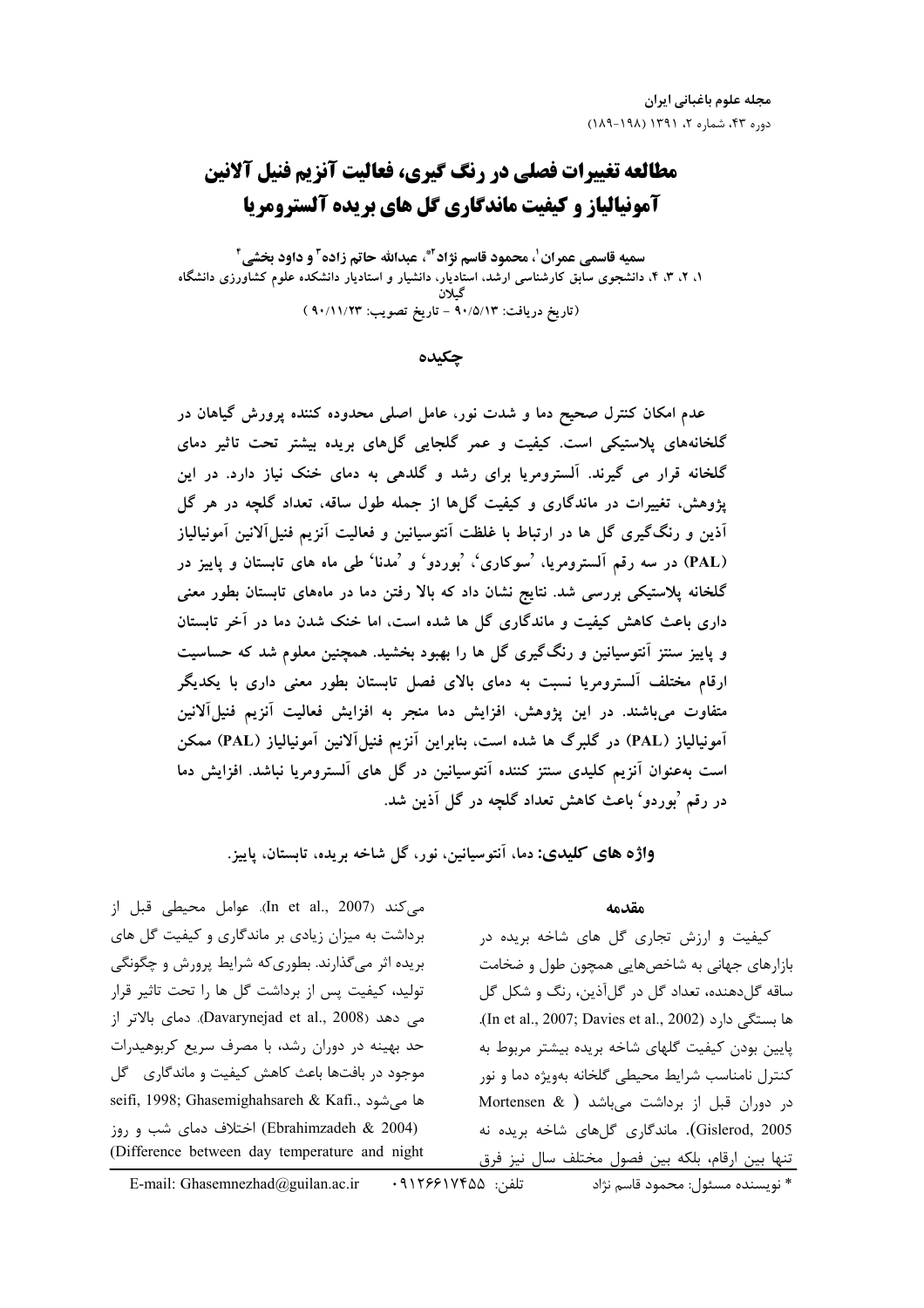# مطالعه تغییرات فصلی در رنگ گیری، فعالیت آنزیم فنیل آلانین آمونیالیاز و کیفیت ماندگاری گل های بریده آلسترومریا

**سمیه قاسمی عمران[1]، محمود قاسم نژاد[2*]، عبدالله حاتم زاده[3] و داود بخشی[4]**

۱، ۲، ۳، ۴، دانشجوی سابق کارشناسی ارشد، استادیار، دانشیار و استادیار دانشکده علوم کشاورزی دانشگاه گیلان

(تاریخ دریافت: ۹۰/۵/۱۳ - تاریخ تصویب: ۹۰/۱۱/۲۳)

## چکیده

عدم امکان کنترل صحیح دما و شدت نور، عامل اصلی محدوده کننده پرورش گیاهان در گلخانه‌های پلاستیکی است. کیفیت و عمر گلجایی گل‌های بریده بیشتر تحت تاثیر دمای گلخانه قرار می گیرند. آلسترومریا برای رشد و گلدهی به دمای خنک نیاز دارد. در این پژوهش، تغییرات در ماندگاری و کیفیت گل‌ها از جمله طول ساقه، تعداد گلچه در هر گل آذین و رنگ‌گیری گل ها در ارتباط با غلظت آنتوسیانین و فعالیت آنزیم فنیل‌آلانین آمونیالیاز (PAL) در سه رقم آلسترومریا، 'سوکاری'، 'بوردو' و 'مدنا' طی ماه های تابستان و پاییز در گلخانه پلاستیکی بررسی شد. نتایج نشان داد که بالا رفتن دما در ماه‌های تابستان بطور معنی داری باعث کاهش کیفیت و ماندگاری گل ها شده است، اما خنک شدن دما در آخر تابستان و پاییز سنتز آنتوسیانین و رنگ‌گیری گل ها را بهبود بخشید. همچنین معلوم شد که حساسیت ارقام مختلف آلسترومریا نسبت به دمای بالای فصل تابستان بطور معنی داری با یکدیگر متفاوت می‌باشند. در این پژوهش، افزایش دما منجر به افزایش فعالیت آنزیم فنیل‌آلانین آمونیالیاز (PAL) در گلبرگ ها شده است، بنابراین آنزیم فنیل‌آلانین آمونیالیاز (PAL) ممکن است به‌عنوان آنزیم کلیدی سنتز کننده آنتوسیانین در گل های آلسترومریا نباشد. افزایش دما در رقم 'بوردو' باعث کاهش تعداد گلچه در گل آذین شد.

**واژه های کلیدی:** دما، آنتوسیانین، نور، گل شاخه بریده، تابستان، پاییز.

## مقدمه

کیفیت و ارزش تجاری گل های شاخه بریده در بازارهای جهانی به شاخص‌هایی همچون طول و ضخامت ساقه گل‌دهنده، تعداد گل در گل‌آذین، رنگ و شکل گل ها بستگی دارد (In et al., 2007; Davies et al., 2002). پایین بودن کیفیت گلهای شاخه بریده بیشتر مربوط به کنترل نامناسب شرایط محیطی گلخانه به‌ویژه دما و نور در دوران قبل از برداشت می‌باشد (Mortensen & Gislerod, 2005). ماندگاری گل‌های شاخه بریده نه تنها بین ارقام، بلکه بین فصول مختلف سال نیز فرق می‌کند (In et al., 2007). عوامل محیطی قبل از برداشت به میزان زیادی بر ماندگاری و کیفیت گل های بریده اثر می‌گذارند. بطوری‌که شرایط پرورش و چگونگی تولید، کیفیت پس از برداشت گل ها را تحت تاثیر قرار می دهد (Davarynejad et al., 2008). دمای بالاتر از حد بهینه در دوران رشد، با مصرف سریع کربوهیدرات موجود در بافت‌ها باعث کاهش کیفیت و ماندگاری گل ها می‌شود (seifi, 1998; Ghasemighahsareh & Kafi., 2004; Ebrahimzadeh &) اختلاف دمای شب و روز (Difference between day temperature and night

* نویسنده مسئول: محمود قاسم نژاد   تلفن: ۰۹۱۲۶۶۱۷۴۵۵   E-mail: Ghasemnezhad@guilan.ac.ir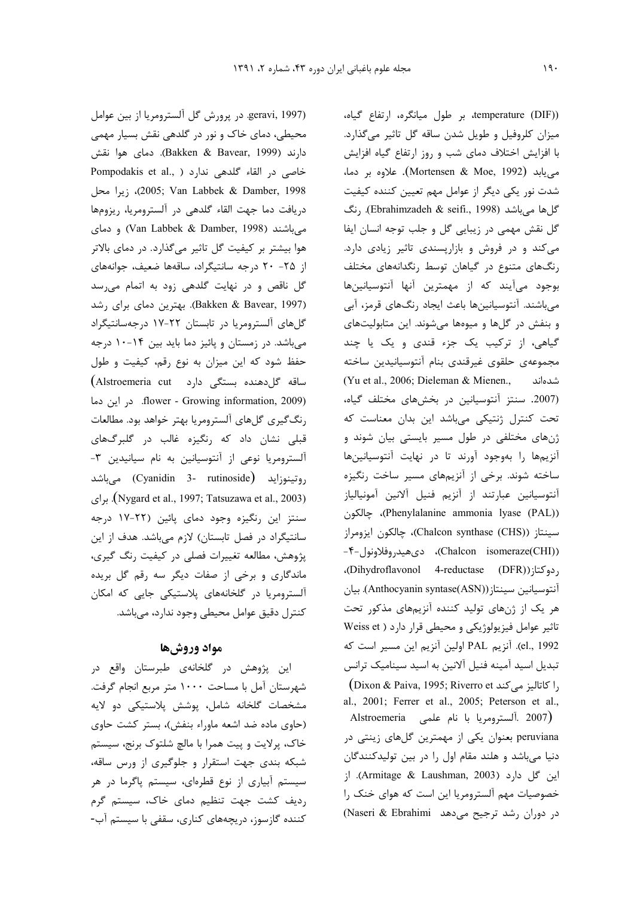temperature (DIF))، بر طول میانگره، ارتفاع گیاه، میزان کلروفیل و طویل شدن ساقه گل تاثیر می‌گذارد. با افزایش اختلاف دمای شب و روز ارتفاع گیاه افزایش می‌یابد (Mortensen & Moe, 1992). علاوه بر دما، شدت نور یکی دیگر از عوامل مهم تعیین کننده کیفیت گل‌ها می‌باشد (Ebrahimzadeh & seifi., 1998). رنگ گل نقش مهمی در زیبایی گل و جلب توجه انسان ایفا می‌کند و در فروش و بازارپسندی تاثیر زیادی دارد. رنگ‌های متنوع در گیاهان توسط رنگدانه‌های مختلف بوجود می‌آیند که از مهمترین آنها آنتوسیانین‌ها می‌باشند. آنتوسیانین‌ها باعث ایجاد رنگ‌های قرمز، آبی و بنفش در گل‌ها و میوه‌ها می‌شوند. این متابولیت‌های گیاهی، از ترکیب یک جزء قندی و یک یا چند مجموعه‌ی حلقوی غیرقندی بنام آنتوسیانیدین ساخته شده‌اند (Yu et al., 2006; Dieleman & Mienen., 2007). سنتز آنتوسیانین در بخش‌های مختلف گیاه، تحت کنترل ژنتیکی می‌باشد این بدان معناست که ژن‌های مختلفی در طول مسیر بایستی بیان شوند و آنزیم‌ها را به‌وجود آورند تا در نهایت آنتوسیانین‌ها ساخته شوند. برخی از آنزیم‌های مسیر ساخت رنگیزه آنتوسیانین عبارتند از آنزیم فنیل آلانین آمونیالیاز (Phenylalanine ammonia lyase (PAL))، چالکون سینتاز (Chalcon synthase (CHS))، چالکون ایزومراز (Chalcon isomeraze(CHI))، دی‌هیدروفلاونول-۴-ردوکتاز (Dihydroflavonol 4-reductase (DFR))، آنتوسیانین سینتاز (Anthocyanin syntase(ASN)). بیان هر یک از ژن‌های تولید کننده آنزیم‌های مذکور تحت تاثیر عوامل فیزیولوژیکی و محیطی قرار دارد (Weiss et el., 1992). آنزیم PAL اولین آنزیم این مسیر است که تبدیل اسید آمینه فنیل آلانین به اسید سینامیک ترانس را کاتالیز می‌کند (Dixon & Paiva, 1995; Riverro et al., 2001; Ferrer et al., 2005; Peterson et al., 2007). آلسترومریا با نام علمی Alstroemeria peruviana بعنوان یکی از مهمترین گل‌های زینتی در دنیا می‌باشد و هلند مقام اول را در بین تولیدکنندگان این گل دارد (Armitage & Laushman, 2003). از خصوصیات مهم آلسترومریا این است که هوای خنک را در دوران رشد ترجیح می‌دهد (Naseri & Ebrahimi geravi, 1997). در پرورش گل آلسترومریا از بین عوامل محیطی، دمای خاک و نور در گلدهی نقش بسیار مهمی دارند (Bakken & Bavear, 1999). دمای هوا نقش خاصی در القاء گلدهی ندارد (Pompodakis et al., 2005; Van Labbek & Damber, 1998)، زیرا محل دریافت دما جهت القاء گلدهی در آلسترومریا، ریزوم‌ها می‌باشند (Van Labbek & Damber, 1998) و دمای هوا بیشتر بر کیفیت گل تاثیر می‌گذارد. در دمای بالاتر از ۲۵- ۲۰ درجه سانتیگراد، ساقه‌ها ضعیف، جوانه‌های گل ناقص و در نهایت گلدهی زود به اتمام می‌رسد (Bakken & Bavear, 1997). بهترین دمای برای رشد گل‌های آلسترومریا در تابستان ۲۲-۱۷ درجه‌سانتیگراد می‌باشد. در زمستان و پائیز دما باید بین ۱۴-۱۰ درجه حفظ شود که این میزان به نوع رقم، کیفیت و طول ساقه گل‌دهنده بستگی دارد (Alstroemeria cut flower - Growing information, 2009). در این دما رنگ‌گیری گل‌های آلسترومریا بهتر خواهد بود. مطالعات قبلی نشان داد که رنگیزه غالب در گلبرگ‌های آلسترومریا نوعی از آنتوسیانین به نام سیانیدین ۳- روتینوزاید (Cyanidin 3- rutinoside) می‌باشد (Nygard et al., 1997; Tatsuzawa et al., 2003). برای سنتز این رنگیزه وجود دمای پائین (۲۲-۱۷ درجه سانتیگراد در فصل تابستان) لازم می‌باشد. هدف از این پژوهش، مطالعه تغییرات فصلی در کیفیت رنگ گیری، ماندگاری و برخی از صفات دیگر سه رقم گل بریده آلسترومریا در گلخانه‌های پلاستیکی جایی که امکان کنترل دقیق عوامل محیطی وجود ندارد، می‌باشد.

## مواد وروش‌ها

این پژوهش در گلخانه‌ی طبرستان واقع در شهرستان آمل با مساحت ۱۰۰۰ متر مربع انجام گرفت. مشخصات گلخانه شامل، پوشش پلاستیکی دو لایه (حاوی ماده ضد اشعه ماوراء بنفش)، بستر کشت حاوی خاک، پرلایت و پیت همرا با مالچ شلتوک برنج، سیستم شبکه بندی جهت استقرار و جلوگیری از ورس ساقه، سیستم آبیاری از نوع قطره‌ای، سیستم پاگرما در هر ردیف کشت جهت تنظیم دمای خاک، سیستم گرم کننده گازسوز، دریچه‌های کناری، سقفی با سیستم آب-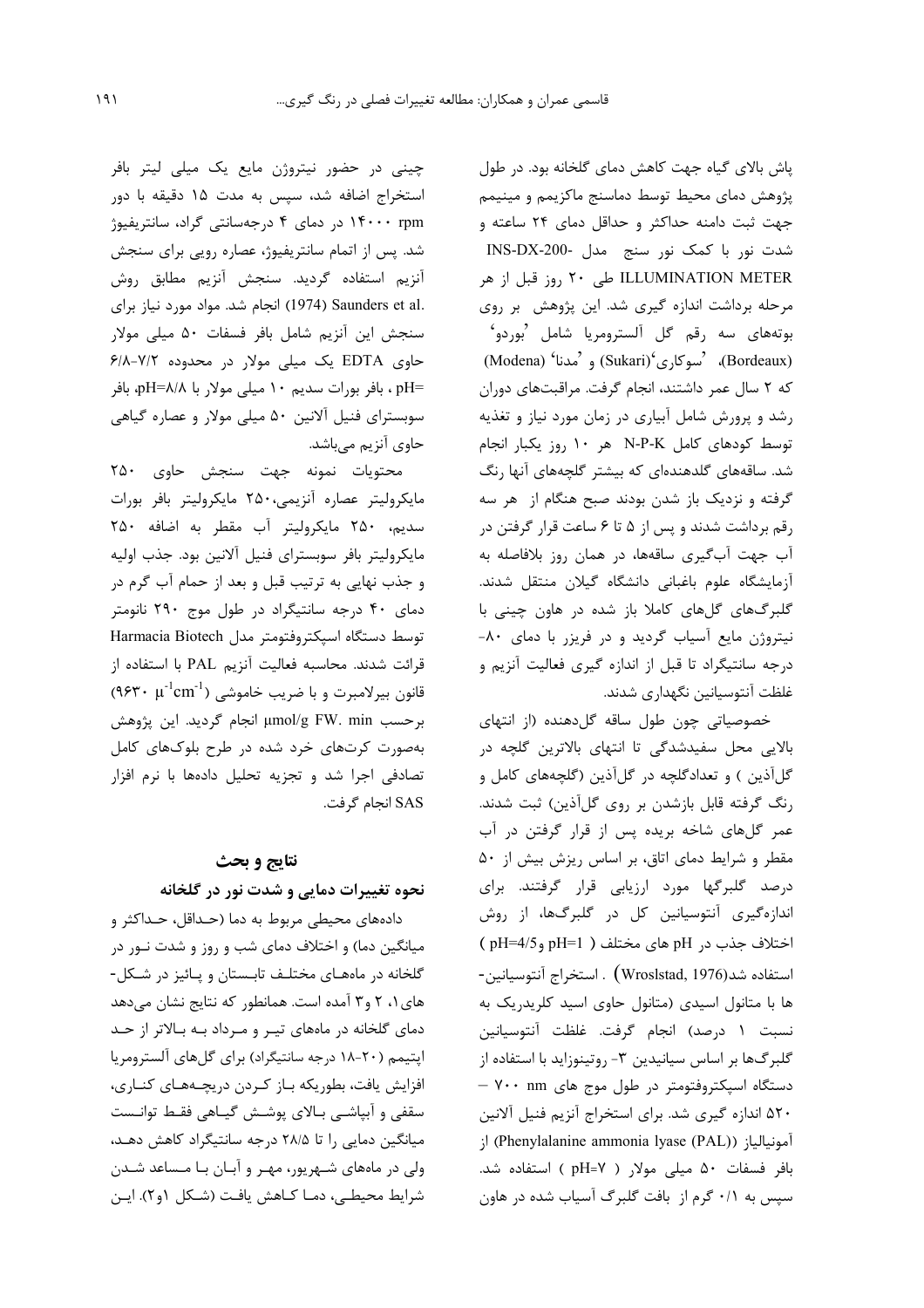پاش بالای گیاه جهت کاهش دمای گلخانه بود. در طول پژوهش دمای محیط توسط دماسنج ماکزیمم و مینیمم جهت ثبت دامنه حداکثر و حداقل دمای ۲۴ ساعته و شدت نور با کمک نور سنج مدل INS-DX-200- ILLUMINATION METER طی ۲۰ روز قبل از هر مرحله برداشت اندازه گیری شد. این پژوهش بر روی بوته‌های سه رقم گل آلسترومریا شامل 'بوردو' (Bordeaux)، 'سوکاری'(Sukari) و 'مدنا' (Modena) که ۲ سال عمر داشتند، انجام گرفت. مراقبت‌های دوران رشد و پرورش شامل آبیاری در زمان مورد نیاز و تغذیه توسط کودهای کامل N-P-K هر ۱۰ روز یکبار انجام شد. ساقه‌های گلدهنده‌ای که بیشتر گلچه‌های آنها رنگ گرفته و نزدیک باز شدن بودند صبح هنگام از هر سه رقم برداشت شدند و پس از ۵ تا ۶ ساعت قرار گرفتن در آب جهت آب‌گیری ساقه‌ها، در همان روز بلافاصله به آزمایشگاه علوم باغبانی دانشگاه گیلان منتقل شدند. گلبرگ‌های گل‌های کاملا باز شده در هاون چینی با نیتروژن مایع آسیاب گردید و در فریزر با دمای ۸۰- درجه سانتیگراد تا قبل از اندازه گیری فعالیت آنزیم و غلظت آنتوسیانین نگهداری شدند.

خصوصیاتی چون طول ساقه گل‌دهنده (از انتهای بالایی محل سفیدشدگی تا انتهای بالاترین گلچه در گل‌آذین ) و تعدادگلچه در گل‌آذین (گلچه‌های کامل و رنگ گرفته قابل بازشدن بر روی گل‌آذین) ثبت شدند. عمر گل‌های شاخه بریده پس از قرار گرفتن در آب مقطر و شرایط دمای اتاق، بر اساس ریزش بیش از ۵۰ درصد گلبرگها مورد ارزیابی قرار گرفتند. برای اندازه‌گیری آنتوسیانین کل در گلبرگ‌ها، از روش اختلاف جذب در pH های مختلف ( pH=1 وpH=4/5 ) استفاده شد(Wroslstad, 1976) . استخراج آنتوسیانین-ها با متانول اسیدی (متانول حاوی اسید کلریدریک به نسبت ۱ درصد) انجام گرفت. غلظت آنتوسیانین گلبرگ‌ها بر اساس سیانیدین ۳- روتینوزاید با استفاده از دستگاه اسپکتروفتومتر در طول موج های ۷۰۰ nm – ۵۲۰ اندازه گیری شد. برای استخراج آنزیم فنیل آلانین آمونیالیاز (Phenylalanine ammonia lyase (PAL)) از بافر فسفات ۵۰ میلی مولار ( pH=۷ ) استفاده شد. سپس به ۰/۱ گرم از بافت گلبرگ آسیاب شده در هاون چینی در حضور نیتروژن مایع یک میلی لیتر بافر استخراج اضافه شد، سپس به مدت ۱۵ دقیقه با دور ۱۴۰۰۰ rpm در دمای ۴ درجه‌سانتی گراد، سانتریفیوژ شد. پس از اتمام سانتریفیوژ، عصاره رویی برای سنجش آنزیم استفاده گردید. سنجش آنزیم مطابق روش Saunders et al. (1974) انجام شد. مواد مورد نیاز برای سنجش این آنزیم شامل بافر فسفات ۵۰ میلی مولار حاوی EDTA یک میلی مولار در محدوده ۷/۲-۶/۸ =pH ، بافر بورات سدیم ۱۰ میلی مولار با pH=۸/۸، بافر سوبسترای فنیل آلانین ۵۰ میلی مولار و عصاره گیاهی حاوی آنزیم می‌باشد.

محتویات نمونه جهت سنجش حاوی ۲۵۰ مایکرولیتر عصاره آنزیمی،۲۵۰ مایکرولیتر بافر بورات سدیم، ۲۵۰ مایکرولیتر آب مقطر به اضافه ۲۵۰ مایکرولیتر بافر سوبسترای فنیل آلانین بود. جذب اولیه و جذب نهایی به ترتیب قبل و بعد از حمام آب گرم در دمای ۴۰ درجه سانتیگراد در طول موج ۲۹۰ نانومتر توسط دستگاه اسپکتروفتومتر مدل Harmacia Biotech قرائت شدند. محاسبه فعالیت آنزیم PAL با استفاده از قانون بیرلامبرت و با ضریب خاموشی (۹۶۳۰ $\mu^{-1}cm^{-1}$) برحسب µmol/g FW. min انجام گردید. این پژوهش به‌صورت کرت‌های خرد شده در طرح بلوک‌های کامل تصادفی اجرا شد و تجزیه تحلیل داده‌ها با نرم افزار SAS انجام گرفت.

## نتایج و بحث

### نحوه تغییرات دمایی و شدت نور در گلخانه

داده‌های محیطی مربوط به دما (حداقل، حداکثر و میانگین دما) و اختلاف دمای شب و روز و شدت نور در گلخانه در ماه‌های مختلف تابستان و پائیز در شکل-های۱، ۲ و۳ آمده است. همانطور که نتایج نشان می‌دهد دمای گلخانه در ماه‌های تیر و مرداد به بالاتر از حد اپتیمم (۲۰-۱۸ درجه سانتیگراد) برای گل‌های آلسترومریا افزایش یافت، بطوریکه باز کردن دریچه‌های کناری، سقفی و آبپاشی بالای پوشش گیاهی فقط توانست میانگین دمایی را تا ۲۸/۵ درجه سانتیگراد کاهش دهد، ولی در ماه‌های شهریور، مهر و آبان با مساعد شدن شرایط محیطی، دما کاهش یافت (شکل ۱و۲). این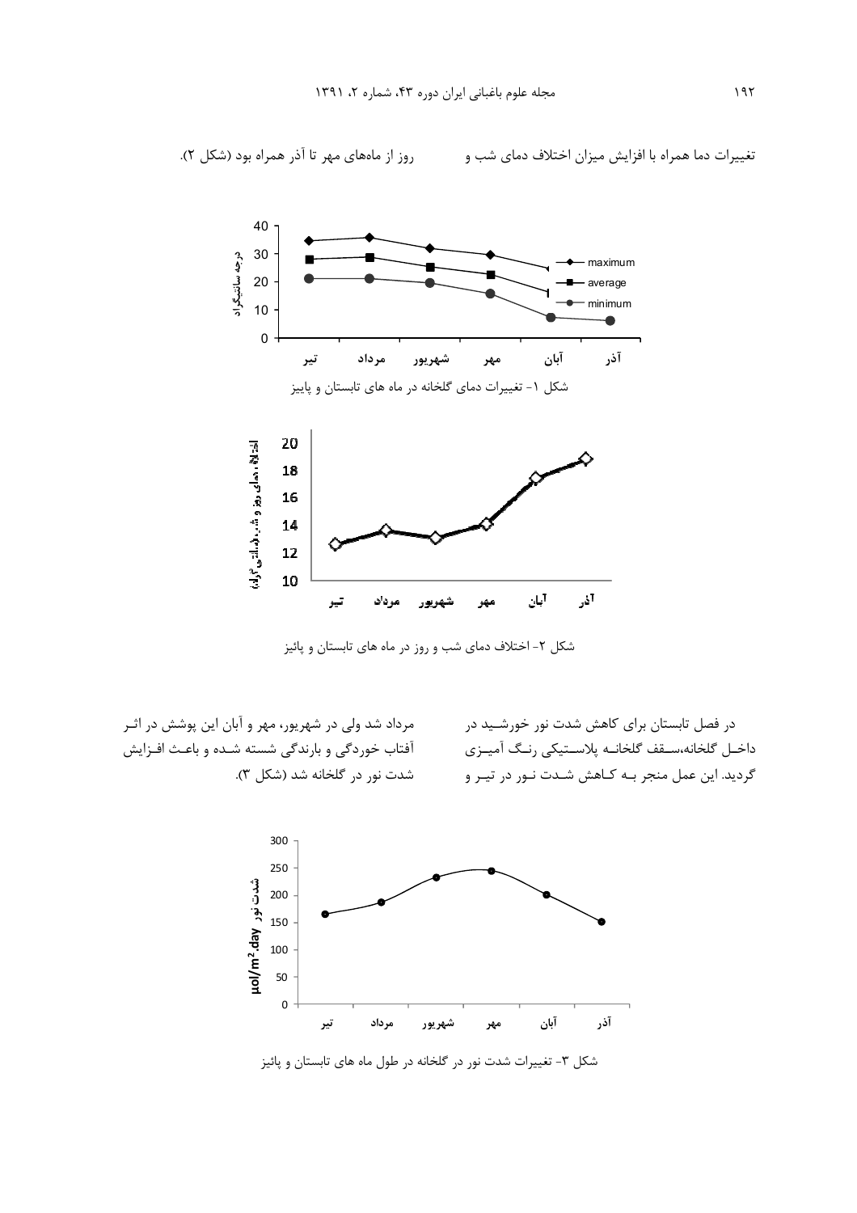تغییرات دما همراه با افزایش میزان اختلاف دمای شب و روز از ماه‌های مهر تا آذر همراه بود (شکل ۲).

شکل ۱- تغییرات دمای گلخانه در ماه های تابستان و پاییز

شکل ۲- اختلاف دمای شب و روز در ماه های تابستان و پائیز

در فصل تابستان برای کاهش شدت نور خورشید در داخل گلخانه،سقف گلخانه پلاستیکی رنگ آمیزی گردید. این عمل منجر به کاهش شدت نور در تیر و مرداد شد ولی در شهریور، مهر و آبان این پوشش در اثر آفتاب خوردگی و بارندگی شسته شده و باعث افزایش شدت نور در گلخانه شد (شکل ۳).

شکل ۳- تغییرات شدت نور در گلخانه در طول ماه های تابستان و پائیز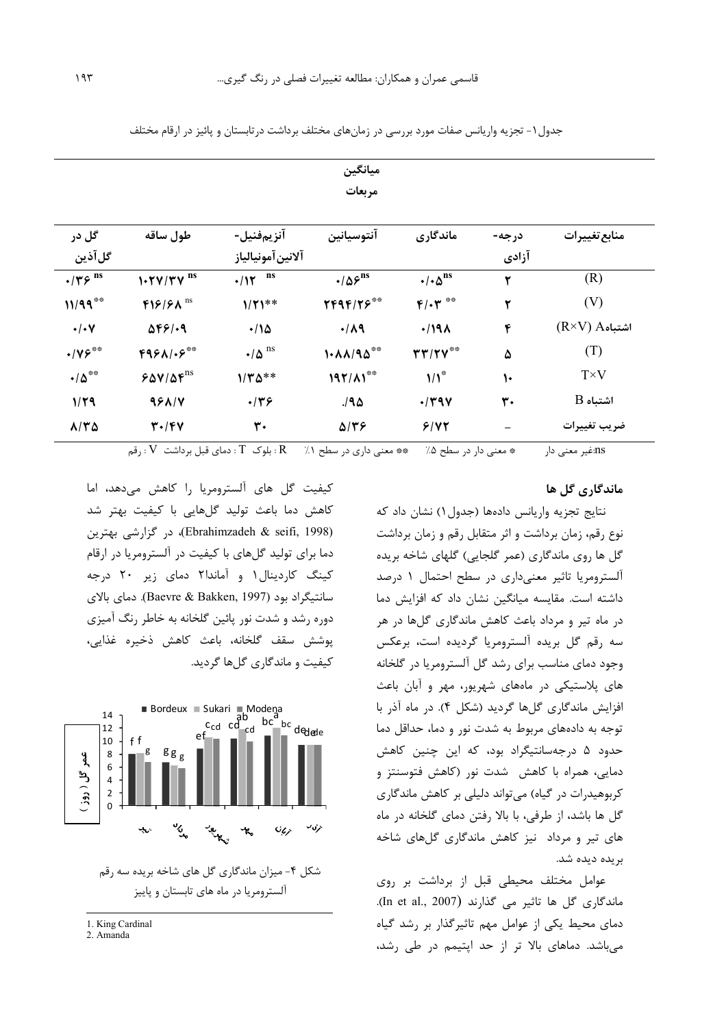جدول۱- تجزیه واریانس صفات مورد بررسی در زمان‌های مختلف برداشت درتابستان و پائیز در ارقام مختلف

| منابع‌تغییرات | درجه-آزادی | میانگین مربعات ماندگاری | آنتوسیانین | آنزیم‌فنیل-آلانین‌آمونیالیاز | طول ساقه | گل در گل‌آذین |
|---|---|---|---|---|---|---|
| (R) | ۲ | ۰/۰۵ ns | ۰/۵۶ ns | ۰/۱۲ ns | ۱۰۲۷/۳۷ ns | ۰/۳۶ ns |
| (V) | ۲ | ۴/۰۳ ** | ۲۴۹۴/۲۶ ** | ۱/۲۱** | ۴۱۶/۶۸ ns | ۱۱/۹۹ ** |
| اشتباهA (R×V) | ۴ | ۰/۱۹۸ | ۰/۸۹ | ۰/۱۵ | ۵۴۶/۰۹ | ۰/۰۷ |
| (T) | ۵ | ۳۳/۲۷ ** | ۱۰۸۸/۹۵ ** | ۰/۵ ns | ۴۹۶۸/۰۶ ** | ۰/۷۶ ** |
| T×V | ۱۰ | ۱/۱ * | ۱۹۲/۸۱ ** | ۱/۳۵** | ۶۵۷/۵۴ ns | ۰/۵ ** |
| اشتباه B | ۳۰ | ۰/۳۹۷ | ۰/۹۵ | ۰/۳۶ | ۹۶۸/۷ | ۱/۲۹ |
| ضریب تغییرات | – | ۶/۷۲ | ۵/۳۶ | ۳۰ | ۳۰/۴۷ | ۸/۳۵ |

ns:غیر معنی دار &nbsp;&nbsp; * معنی دار در سطح ۵٪ &nbsp;&nbsp; ** معنی داری در سطح ۱٪ &nbsp;&nbsp; R : بلوک T : دمای قبل برداشت V : رقم

## ماندگاری گل ها

نتایج تجزیه واریانس داده‌ها (جدول۱) نشان داد که نوع رقم، زمان برداشت و اثر متقابل رقم و زمان برداشت گل ها روی ماندگاری (عمر گلجایی) گلهای شاخه بریده آلسترومریا تاثیر معنی‌داری در سطح احتمال ۱ درصد داشته است. مقایسه میانگین نشان داد که افزایش دما در ماه تیر و مرداد باعث کاهش ماندگاری گل‌ها در هر سه رقم گل بریده آلسترومریا گردیده است، برعکس وجود دمای مناسب برای رشد گل آلسترومریا در گلخانه های پلاستیکی در ماههای شهریور، مهر و آبان باعث افزایش ماندگاری گل‌ها گردید (شکل ۴). در ماه آذر با توجه به داده‌های مربوط به شدت نور و دما، حداقل دما حدود ۵ درجه‌سانتیگراد بود، که این چنین کاهش دمایی، همراه با کاهش شدت نور (کاهش فتوسنتز و کربوهیدرات در گیاه) می‌تواند دلیلی بر کاهش ماندگاری گل ها باشد، از طرفی، با بالا رفتن دمای گلخانه در ماه های تیر و مرداد نیز کاهش ماندگاری گل‌های شاخه بریده دیده شد.

عوامل مختلف محیطی قبل از برداشت بر روی ماندگاری گل ها تاثیر می گذارند (In et al., 2007). دمای محیط یکی از عوامل مهم تاثیرگذار بر رشد گیاه می‌باشد. دماهای بالا تر از حد اپتیمم در طی رشد، کیفیت گل های آلسترومریا را کاهش می‌دهد، اما کاهش دما باعث تولید گل‌هایی با کیفیت بهتر شد (Ebrahimzadeh & seifi, 1998)، در گزارشی بهترین دما برای تولید گل‌های با کیفیت در آلسترومریا در ارقام کینگ کاردینال[1] و آماندا[2] دمای زیر ۲۰ درجه سانتیگراد بود (Baevre & Bakken, 1997). دمای بالای دوره رشد و شدت نور پائین گلخانه به خاطر رنگ آمیزی پوشش سقف گلخانه، باعث کاهش ذخیره غذایی، کیفیت و ماندگاری گل‌ها گردید.

شکل ۴- میزان ماندگاری گل های شاخه بریده سه رقم آلسترومریا در ماه های تابستان و پاییز

1. King Cardinal
2. Amanda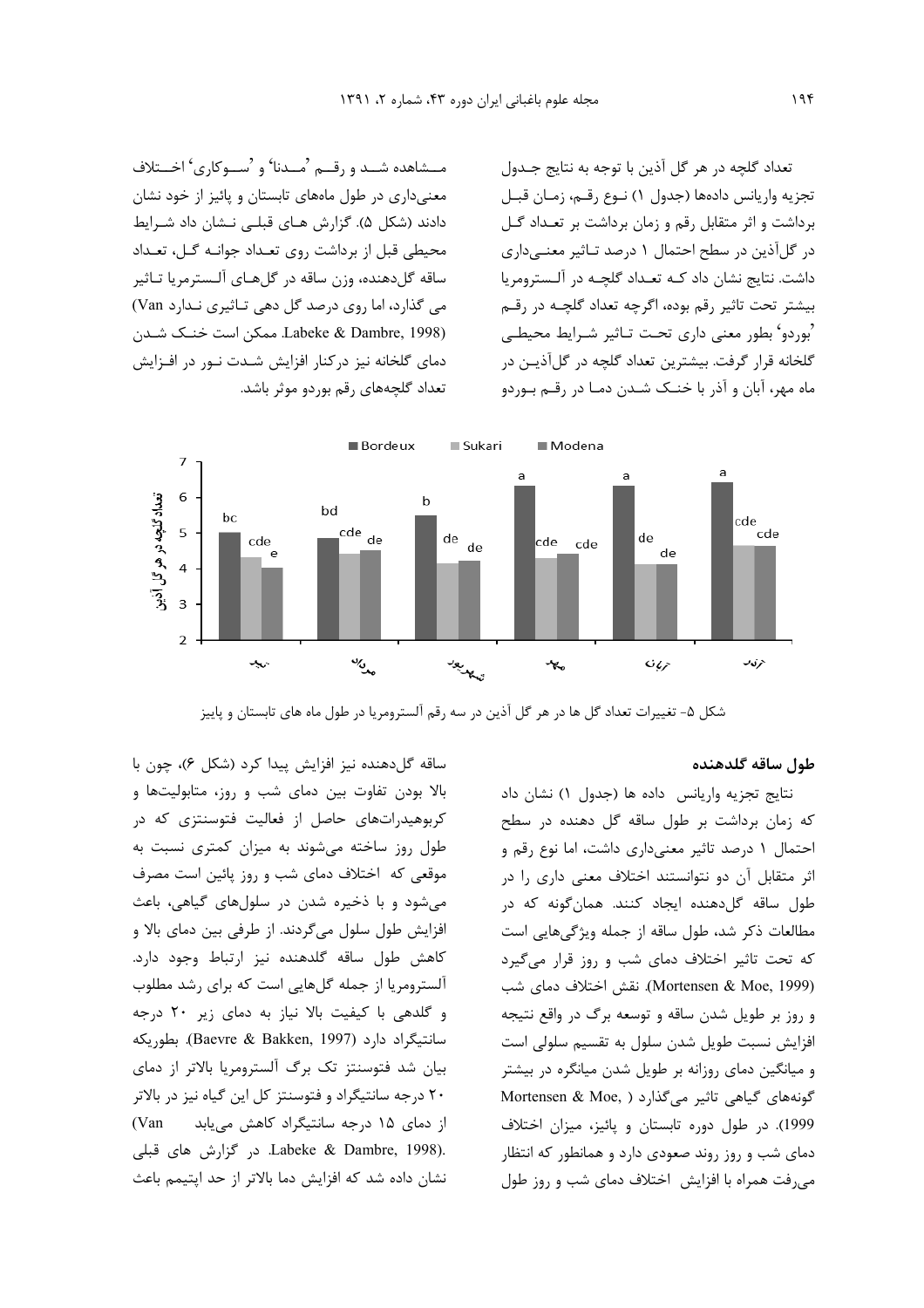تعداد گلچه در هر گل آذین با توجه به نتایج جدول تجزیه واریانس داده‌ها (جدول ۱) نوع رقم، زمان قبل برداشت و اثر متقابل رقم و زمان برداشت بر تعداد گل در گل‌آذین در سطح احتمال ۱ درصد تاثیر معنی‌داری داشت. نتایج نشان داد که تعداد گلچه در آلسترومریا بیشتر تحت تاثیر رقم بوده، اگرچه تعداد گلچه در رقم 'بوردو' بطور معنی داری تحت تاثیر شرایط محیطی گلخانه قرار گرفت. بیشترین تعداد گلچه در گل‌آذین در ماه مهر، آبان و آذر با خنک شدن دما در رقم بوردو مشاهده شد و رقم 'مدنا' و 'سوکاری' اختلاف معنی‌داری در طول ماه‌های تابستان و پائیز از خود نشان دادند (شکل ۵). گزارش های قبلی نشان داد شرایط محیطی قبل از برداشت روی تعداد جوانه گل، تعداد ساقه گل‌دهنده، وزن ساقه در گل‌های آلسترمریا تاثیر می گذارد، اما روی درصد گل دهی تاثیری ندارد (Van Labeke & Dambre, 1998). ممکن است خنک شدن دمای گلخانه نیز درکنار افزایش شدت نور در افزایش تعداد گلچه‌های رقم بوردو موثر باشد.

شکل ۵- تغییرات تعداد گل ها در هر گل آذین در سه رقم آلسترومریا در طول ماه های تابستان و پاییز

## طول ساقه گلدهنده

نتایج تجزیه واریانس داده ها (جدول ۱) نشان داد که زمان برداشت بر طول ساقه گل دهنده در سطح احتمال ۱ درصد تاثیر معنی‌داری داشت، اما نوع رقم و اثر متقابل آن دو نتوانستند اختلاف معنی داری را در طول ساقه گل‌دهنده ایجاد کنند. همان‌گونه که در مطالعات ذکر شد، طول ساقه از جمله ویژگی‌هایی است که تحت تاثیر اختلاف دمای شب و روز قرار می‌گیرد (Mortensen & Moe, 1999). نقش اختلاف دمای شب و روز بر طویل شدن ساقه و توسعه برگ در واقع نتیجه افزایش نسبت طویل شدن سلول به تقسیم سلولی است و میانگین دمای روزانه بر طویل شدن میانگره در بیشتر گونه‌های گیاهی تاثیر می‌گذارد (Mortensen & Moe, 1999). در طول دوره تابستان و پائیز، میزان اختلاف دمای شب و روز روند صعودی دارد و همانطور که انتظار می‌رفت همراه با افزایش اختلاف دمای شب و روز طول ساقه گل‌دهنده نیز افزایش پیدا کرد (شکل ۶)، چون با بالا بودن تفاوت بین دمای شب و روز، متابولیت‌ها و کربوهیدرات‌های حاصل از فعالیت فتوسنتزی که در طول روز ساخته می‌شوند به میزان کمتری نسبت به موقعی که اختلاف دمای شب و روز پائین است مصرف می‌شود و با ذخیره شدن در سلول‌های گیاهی، باعث افزایش طول سلول می‌گردند. از طرفی بین دمای بالا و کاهش طول ساقه گلدهنده نیز ارتباط وجود دارد. آلسترومریا از جمله گل‌هایی است که برای رشد مطلوب و گلدهی با کیفیت بالا نیاز به دمای زیر ۲۰ درجه سانتیگراد دارد (Baevre & Bakken, 1997). بطوریکه بیان شد فتوسنتز تک برگ آلسترومریا بالاتر از دمای ۲۰ درجه سانتیگراد و فتوسنتز کل این گیاه نیز در بالاتر از دمای ۱۵ درجه سانتیگراد کاهش می‌یابد (Van Labeke & Dambre, 1998). در گزارش های قبلی نشان داده شد که افزایش دما بالاتر از حد اپتیمم باعث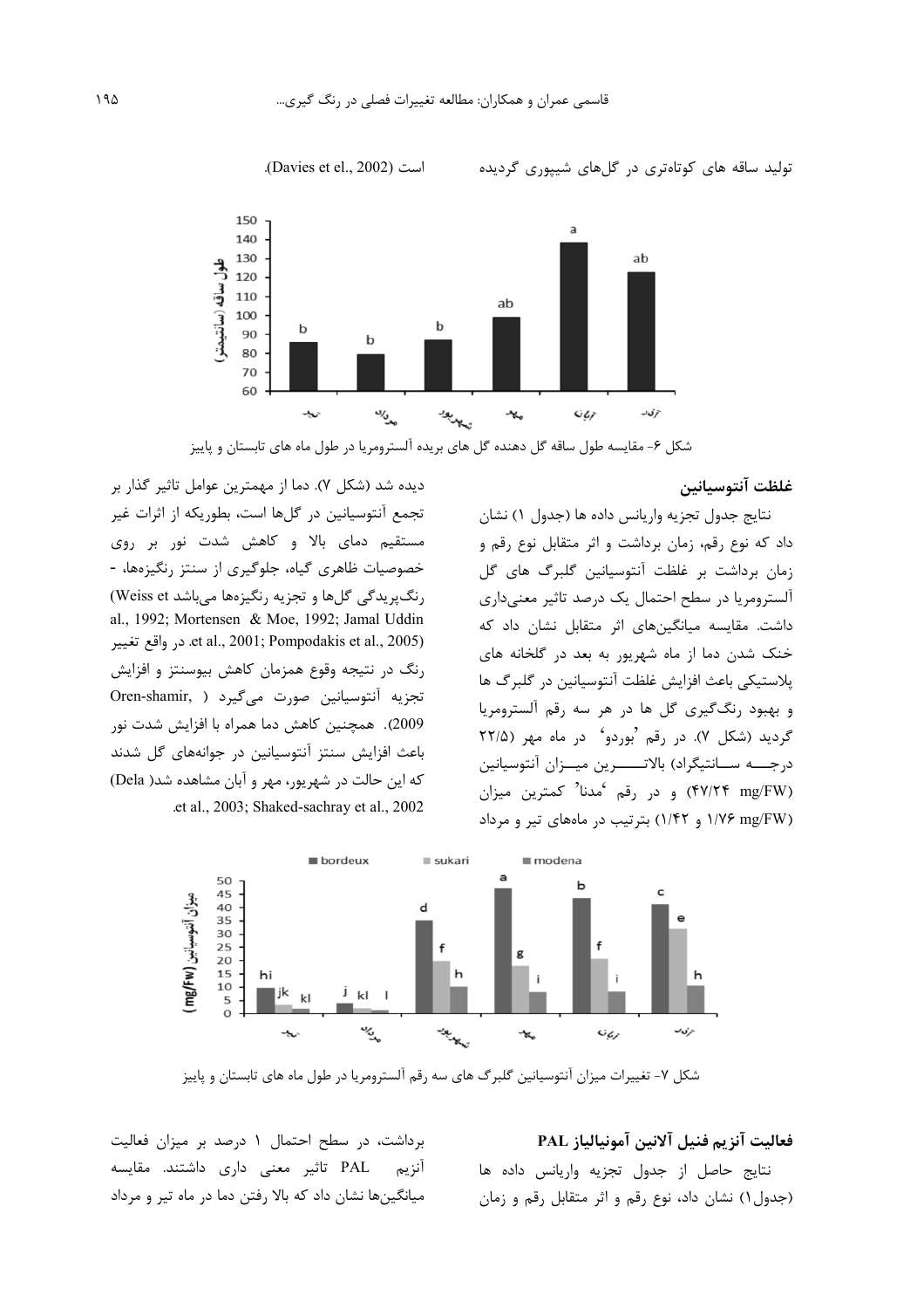تولید ساقه های کوتاه‌تری در گل‌های شیپوری گردیده است (Davies et el., 2002).

شکل ۶- مقایسه طول ساقه گل دهنده گل های بریده آلسترومریا در طول ماه های تابستان و پاییز

## غلظت آنتوسیانین

نتایج جدول تجزیه واریانس داده ها (جدول ۱) نشان داد که نوع رقم، زمان برداشت و اثر متقابل نوع رقم و زمان برداشت بر غلظت آنتوسیانین گلبرگ های گل آلسترومریا در سطح احتمال یک درصد تاثیر معنی‌داری داشت. مقایسه میانگین‌های اثر متقابل نشان داد که خنک شدن دما از ماه شهریور به بعد در گلخانه های پلاستیکی باعث افزایش غلظت آنتوسیانین در گلبرگ ها و بهبود رنگ‌گیری گل ها در هر سه رقم آلسترومریا گردید (شکل ۷). در رقم 'بوردو' در ماه مهر (۲۲/۵ درجـــه ســانتیگراد) بالاتـــــرین میـــزان آنتوسیانین (۴۷/۲۴ mg/FW) و در رقم 'مدنا' کمترین میزان (۱/۷۶ mg/FW و ۱/۴۲) بترتیب در ماه‌های تیر و مرداد دیده شد (شکل ۷). دما از مهمترین عوامل تاثیر گذار بر تجمع آنتوسیانین در گل‌ها است، بطوریکه از اثرات غیر مستقیم دمای بالا و کاهش شدت نور بر روی خصوصیات ظاهری گیاه، جلوگیری از سنتز رنگیزه‌ها، - رنگ‌پریدگی گل‌ها و تجزیه رنگیزه‌ها می‌باشد (Weiss et al., 1992; Mortensen & Moe, 1992; Jamal Uddin et al., 2001; Pompodakis et al., 2005). در واقع تغییر رنگ در نتیجه وقوع همزمان کاهش بیوسنتز و افزایش تجزیه آنتوسیانین صورت می‌گیرد (Oren-shamir, 2009). همچنین کاهش دما همراه با افزایش شدت نور باعث افزایش سنتز آنتوسیانین در جوانه‌های گل شدند که این حالت در شهریور، مهر و آبان مشاهده شد (Dela et al., 2003; Shaked-sachray et al., 2002).

شکل ۷- تغییرات میزان آنتوسیانین گلبرگ های سه رقم آلسترومریا در طول ماه های تابستان و پاییز

## فعالیت آنزیم فنیل آلانین آمونیالیاز PAL

نتایج حاصل از جدول تجزیه واریانس داده ها (جدول۱) نشان داد، نوع رقم و اثر متقابل رقم و زمان برداشت، در سطح احتمال ۱ درصد بر میزان فعالیت آنزیم PAL تاثیر معنی داری داشتند. مقایسه میانگین‌ها نشان داد که بالا رفتن دما در ماه تیر و مرداد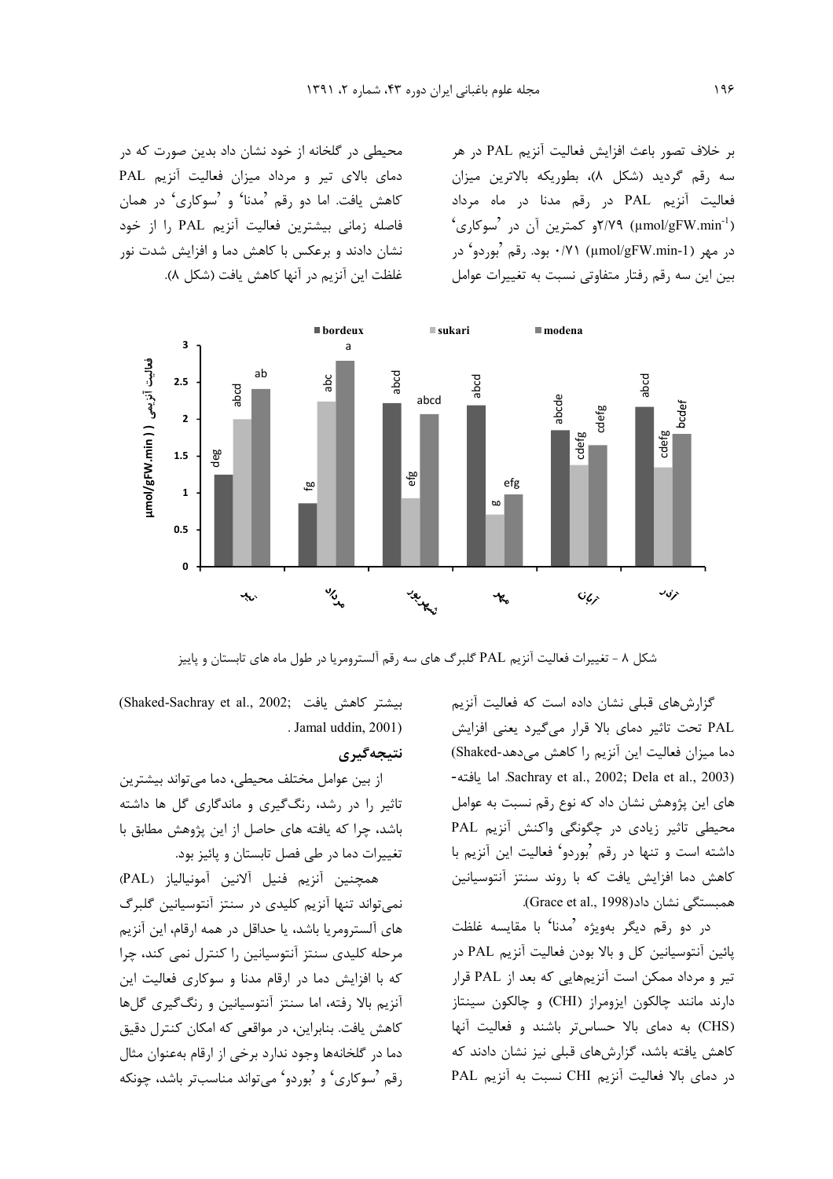بر خلاف تصور باعث افزایش فعالیت آنزیم PAL در هر سه رقم گردید (شکل ۸)، بطوریکه بالاترین میزان فعالیت آنزیم PAL در رقم مدنا در ماه مرداد ۲/۷۹ ($\mu mol/gFW.min^{-1}$)و کمترین آن در 'سوکاری' در مهر ۰/۷۱ ($\mu mol/gFW.min^{-1}$) بود. رقم 'بوردو' در بین این سه رقم رفتار متفاوتی نسبت به تغییرات عوامل محیطی در گلخانه از خود نشان داد بدین صورت که در دمای بالای تیر و مرداد میزان فعالیت آنزیم PAL کاهش یافت. اما دو رقم 'مدنا' و 'سوکاری' در همان فاصله زمانی بیشترین فعالیت آنزیم PAL را از خود نشان دادند و برعکس با کاهش دما و افزایش شدت نور غلظت این آنزیم در آنها کاهش یافت (شکل ۸).

شکل ۸ - تغییرات فعالیت آنزیم PAL گلبرگ های سه رقم آلسترومریا در طول ماه های تابستان و پاییز

گزارش‌های قبلی نشان داده است که فعالیت آنزیم PAL تحت تاثیر دمای بالا قرار می‌گیرد یعنی افزایش دما میزان فعالیت این آنزیم را کاهش می‌دهد(Shaked-Sachray et al., 2002; Dela et al., 2003). اما یافته‌های این پژوهش نشان داد که نوع رقم نسبت به عوامل محیطی تاثیر زیادی در چگونگی واکنش آنزیم PAL داشته است و تنها در رقم 'بوردو' فعالیت این آنزیم با کاهش دما افزایش یافت که با روند سنتز آنتوسیانین همبستگی نشان داد(Grace et al., 1998).

در دو رقم دیگر بویژه 'مدنا' با مقایسه غلظت پائین آنتوسیانین کل و بالا بودن فعالیت آنزیم PAL در تیر و مرداد ممکن است آنزیم‌هایی که بعد از PAL قرار دارند مانند چالکون ایزومراز (CHI) و چالکون سینتاز (CHS) به دمای بالا حساس‌تر باشند و فعالیت آنها کاهش یافته باشد، گزارش‌های قبلی نیز نشان دادند که در دمای بالا فعالیت آنزیم CHI نسبت به آنزیم PAL بیشتر کاهش یافت (Shaked-Sachray et al., 2002; Jamal uddin, 2001).

## نتیجه‌گیری

از بین عوامل مختلف محیطی، دما می‌تواند بیشترین تاثیر را در رشد، رنگ‌گیری و ماندگاری گل ها داشته باشد، چرا که یافته های حاصل از این پژوهش مطابق با تغییرات دما در طی فصل تابستان و پائیز بود.

همچنین آنزیم فنیل آلانین آمونیالیاز (PAL) نمی‌تواند تنها آنزیم کلیدی در سنتز آنتوسیانین گلبرگ های آلسترومریا باشد، یا حداقل در همه ارقام، این آنزیم مرحله کلیدی سنتز آنتوسیانین را کنترل نمی کند، چرا که با افزایش دما در ارقام مدنا و سوکاری فعالیت این آنزیم بالا رفته، اما سنتز آنتوسیانین و رنگ‌گیری گل‌ها کاهش یافت. بنابراین، در مواقعی که امکان کنترل دقیق دما در گلخانه‌ها وجود ندارد برخی از ارقام به‌عنوان مثال رقم 'سوکاری' و 'بوردو' می‌تواند مناسب‌تر باشد، چونکه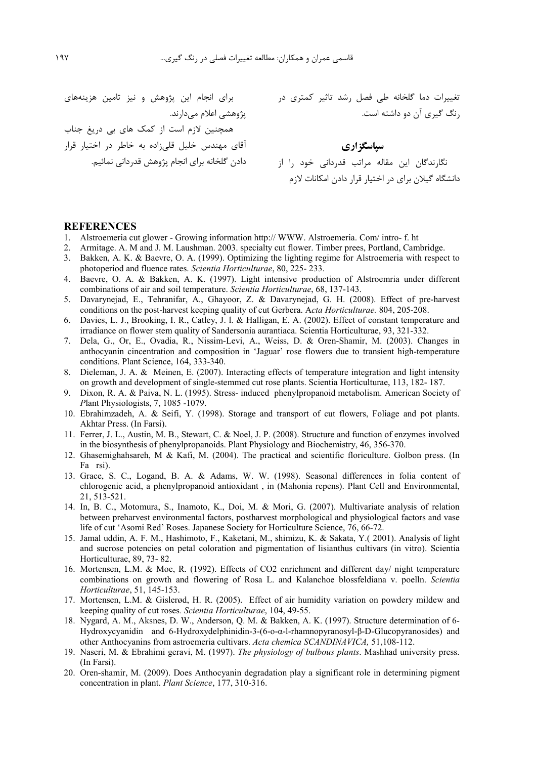تغییرات دما گلخانه طی فصل رشد تاثیر کمتری در رنگ گیری آن دو داشته است.

**سپاسگزاری**

نگارندگان این مقاله مراتب قدردانی خود را از دانشگاه گیلان برای در اختیار قرار دادن امکانات لازم برای انجام این پژوهش و نیز تامین هزینه‌های پژوهشی اعلام می‌دارند.

همچنین لازم است از کمک های بی دریغ جناب آقای مهندس خلیل قلی‌زاده به خاطر در اختیار قرار دادن گلخانه برای انجام پژوهش قدردانی نمائیم.

## REFERENCES

1. Alstroemeria cut glower - Growing information http:// WWW. Alstroemeria. Com/ intro- f. ht
2. Armitage. A. M and J. M. Laushman. 2003. specialty cut flower. Timber prees, Portland, Cambridge.
3. Bakken, A. K. & Baevre, O. A. (1999). Optimizing the lighting regime for Alstroemeria with respect to photoperiod and fluence rates. *Scientia Horticulturae*, 80, 225- 233.
4. Baevre, O. A. & Bakken, A. K. (1997). Light intensive production of Alstroemria under different combinations of air and soil temperature. *Scientia Horticulturae*, 68, 137-143.
5. Davarynejad, E., Tehranifar, A., Ghayoor, Z. & Davarynejad, G. H. (2008). Effect of pre-harvest conditions on the post-harvest keeping quality of cut Gerbera. A*cta Horticulturae.* 804, 205-208.
6. Davies, L. J., Brooking, I. R., Catley, J. l. & Halligan, E. A. (2002). Effect of constant temperature and irradiance on flower stem quality of Sandersonia aurantiaca. Scientia Horticulturae, 93, 321-332.
7. Dela, G., Or, E., Ovadia, R., Nissim-Levi, A., Weiss, D. & Oren-Shamir, M. (2003). Changes in anthocyanin cincentration and composition in 'Jaguar' rose flowers due to transient high-temperature conditions. Plant Science, 164, 333-340.
8. Dieleman, J. A. & Meinen, E. (2007). Interacting effects of temperature integration and light intensity on growth and development of single-stemmed cut rose plants. Scientia Horticulturae, 113, 182- 187.
9. Dixon, R. A. & Paiva, N. L. (1995). Stress- induced phenylpropanoid metabolism. American Society of *P*lant Physiologists, 7, 1085 -1079.
10. Ebrahimzadeh, A. & Seifi, Y. (1998). Storage and transport of cut flowers, Foliage and pot plants. Akhtar Press. (In Farsi).
11. Ferrer, J. L., Austin, M. B., Stewart, C. & Noel, J. P. (2008). Structure and function of enzymes involved in the biosynthesis of phenylpropanoids. Plant Physiology and Biochemistry, 46, 356-370.
12. Ghasemighahsareh, M & Kafi, M. (2004). The practical and scientific floriculture. Golbon press. (In Fa rsi).
13. Grace, S. C., Logand, B. A. & Adams, W. W. (1998). Seasonal differences in folia content of chlorogenic acid, a phenylpropanoid antioxidant , in (Mahonia repens). Plant Cell and Environmental, 21, 513-521.
14. In, B. C., Motomura, S., Inamoto, K., Doi, M. & Mori, G. (2007). Multivariate analysis of relation between preharvest environmental factors, postharvest morphological and physiological factors and vase life of cut 'Asomi Red' Roses. Japanese Society for Horticulture Science, 76, 66-72.
15. Jamal uddin, A. F. M., Hashimoto, F., Kaketani, M., shimizu, K. & Sakata, Y.( 2001). Analysis of light and sucrose potencies on petal coloration and pigmentation of lisianthus cultivars (in vitro). Scientia Horticulturae, 89, 73- 82.
16. Mortensen, L.M. & Moe, R. (1992). Effects of $CO_2$ enrichment and different day/ night temperature combinations on growth and flowering of Rosa L. and Kalanchoe blossfeldiana v. poelln. *Scientia Horticulturae*, 51, 145-153.
17. Mortensen, L.M. & Gislerød, H. R. (2005). Effect of air humidity variation on powdery mildew and keeping quality of cut roses*. Scientia Horticulturae*, 104, 49-55.
18. Nygard, A. M., Aksnes, D. W., Anderson, Q. M. & Bakken, A. K. (1997). Structure determination of 6-Hydroxycyanidin and 6-Hydroxydelphinidin-3-(6-o-α-l-rhamnopyranosyl-β-D-Glucopyranosides) and other Anthocyanins from astroemeria cultivars. *Acta chemica SCANDINAVICA,* 51,108-112.
19. Naseri, M. & Ebrahimi geravi, M. (1997). *The physiology of bulbous plants*. Mashhad university press. (In Farsi).
20. Oren-shamir, M. (2009). Does Anthocyanin degradation play a significant role in determining pigment concentration in plant. *Plant Science*, 177, 310-316.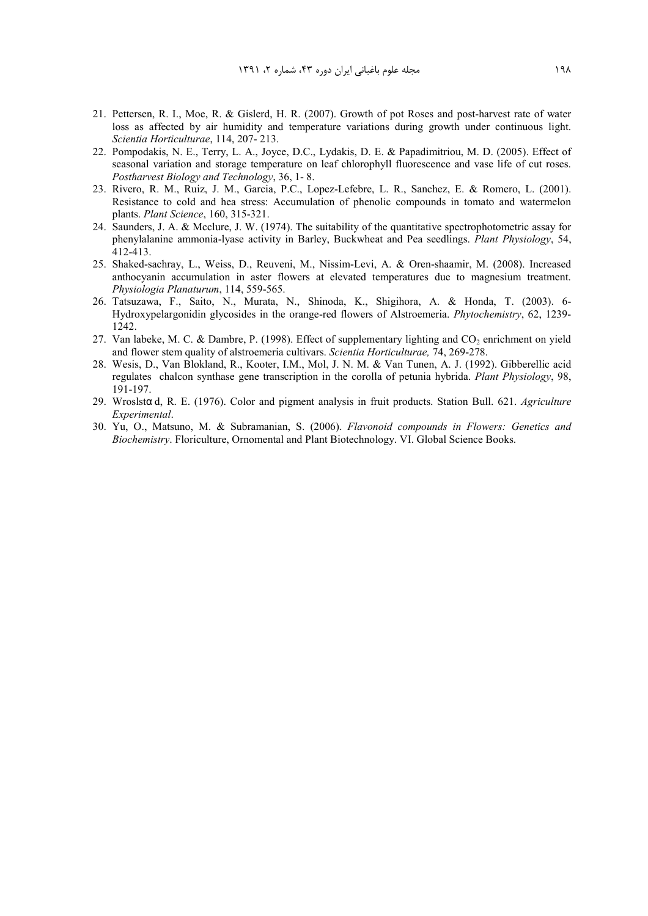21. Pettersen, R. I., Moe, R. & Gislerd, H. R. (2007). Growth of pot Roses and post-harvest rate of water loss as affected by air humidity and temperature variations during growth under continuous light. *Scientia Horticulturae*, 114, 207- 213.
22. Pompodakis, N. E., Terry, L. A., Joyce, D.C., Lydakis, D. E. & Papadimitriou, M. D. (2005). Effect of seasonal variation and storage temperature on leaf chlorophyll fluorescence and vase life of cut roses. *Postharvest Biology and Technology*, 36, 1- 8.
23. Rivero, R. M., Ruiz, J. M., Garcia, P.C., Lopez-Lefebre, L. R., Sanchez, E. & Romero, L. (2001). Resistance to cold and hea stress: Accumulation of phenolic compounds in tomato and watermelon plants. *Plant Science*, 160, 315-321.
24. Saunders, J. A. & Mcclure, J. W. (1974). The suitability of the quantitative spectrophotometric assay for phenylalanine ammonia-lyase activity in Barley, Buckwheat and Pea seedlings. *Plant Physiology*, 54, 412-413.
25. Shaked-sachray, L., Weiss, D., Reuveni, M., Nissim-Levi, A. & Oren-shaamir, M. (2008). Increased anthocyanin accumulation in aster flowers at elevated temperatures due to magnesium treatment. *Physiologia Planaturum*, 114, 559-565.
26. Tatsuzawa, F., Saito, N., Murata, N., Shinoda, K., Shigihora, A. & Honda, T. (2003). 6-Hydroxypelargonidin glycosides in the orange-red flowers of Alstroemeria. *Phytochemistry*, 62, 1239-1242.
27. Van labeke, M. C. & Dambre, P. (1998). Effect of supplementary lighting and $CO_2$ enrichment on yield and flower stem quality of alstroemeria cultivars. *Scientia Horticulturae,* 74, 269-278.
28. Wesis, D., Van Blokland, R., Kooter, I.M., Mol, J. N. M. & Van Tunen, A. J. (1992). Gibberellic acid regulates chalcon synthase gene transcription in the corolla of petunia hybrida. *Plant Physiology*, 98, 191-197.
29. Wroslstα d, R. E. (1976). Color and pigment analysis in fruit products. Station Bull. 621. *Agriculture Experimental*.
30. Yu, O., Matsuno, M. & Subramanian, S. (2006). *Flavonoid compounds in Flowers: Genetics and Biochemistry*. Floriculture, Ornomental and Plant Biotechnology. VI. Global Science Books.